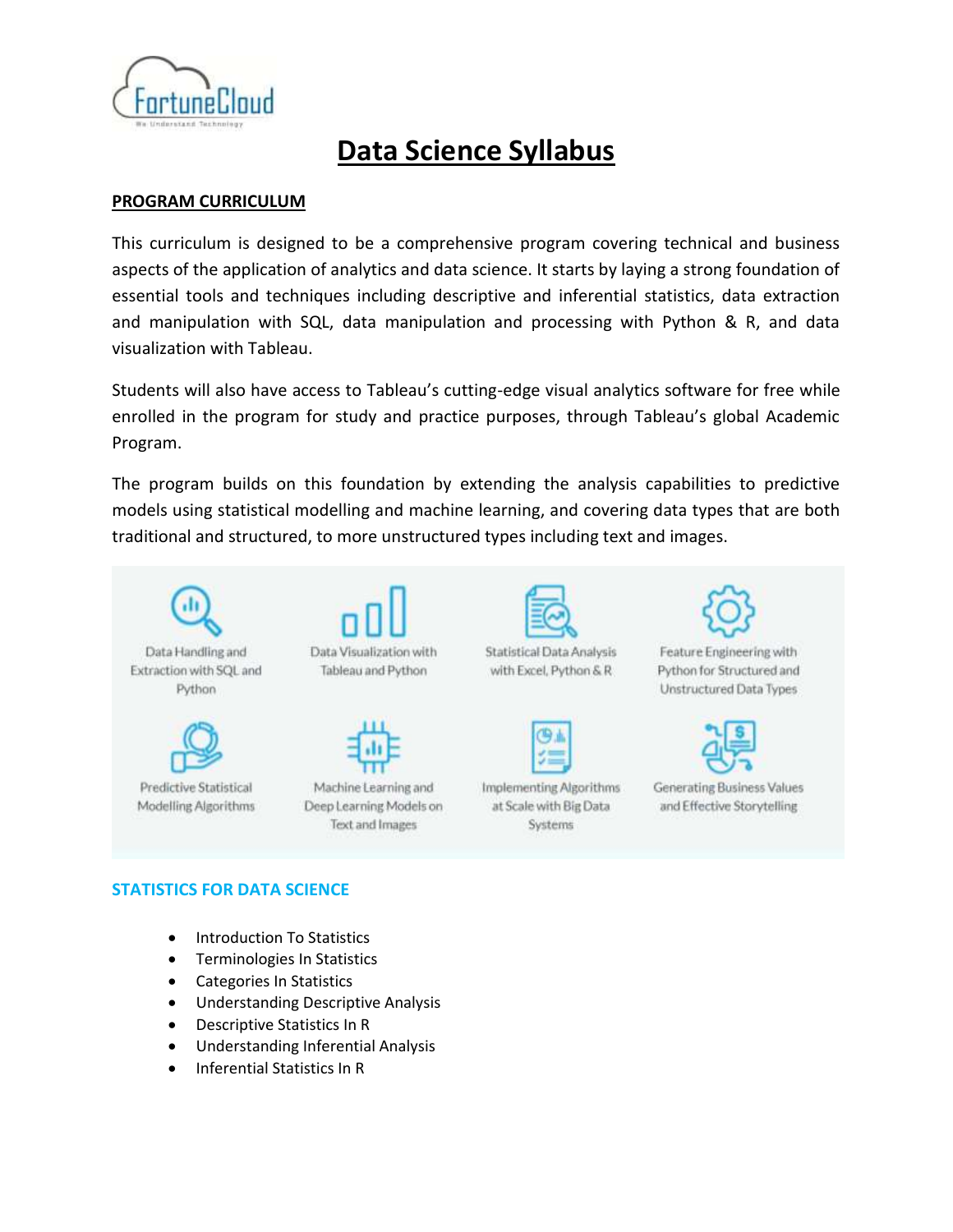FortuneCloud

We Understand Technology

# Data Science Syllabus

## PROGRAM CURRICULUM

This curriculum is designed to be a comprehensive program covering technical and business aspects of the application of analytics and data science. It starts by laying a strong foundation of essential tools and techniques including descriptive and inferential statistics, data extraction and manipulation with SQL, data manipulation and processing with Python & R, and data visualization with Tableau.

Students will also have access to Tableau's cutting-edge visual analytics software for free while enrolled in the program for study and practice purposes, through Tableau's global Academic Program.

The program builds on this foundation by extending the analysis capabilities to predictive models using statistical modelling and machine learning, and covering data types that are both traditional and structured, to more unstructured types including text and images.

- Data Handling and Extraction with SQL and Python
- Data Visualization with Tableau and Python
- Statistical Data Analysis with Excel, Python & R
- Feature Engineering with Python for Structured and Unstructured Data Types
- Predictive Statistical Modelling Algorithms
- Machine Learning and Deep Learning Models on Text and Images
- Implementing Algorithms at Scale with Big Data Systems
- Generating Business Values and Effective Storytelling

### STATISTICS FOR DATA SCIENCE

- Introduction To Statistics
- Terminologies In Statistics
- Categories In Statistics
- Understanding Descriptive Analysis
- Descriptive Statistics In R
- Understanding Inferential Analysis
- Inferential Statistics In R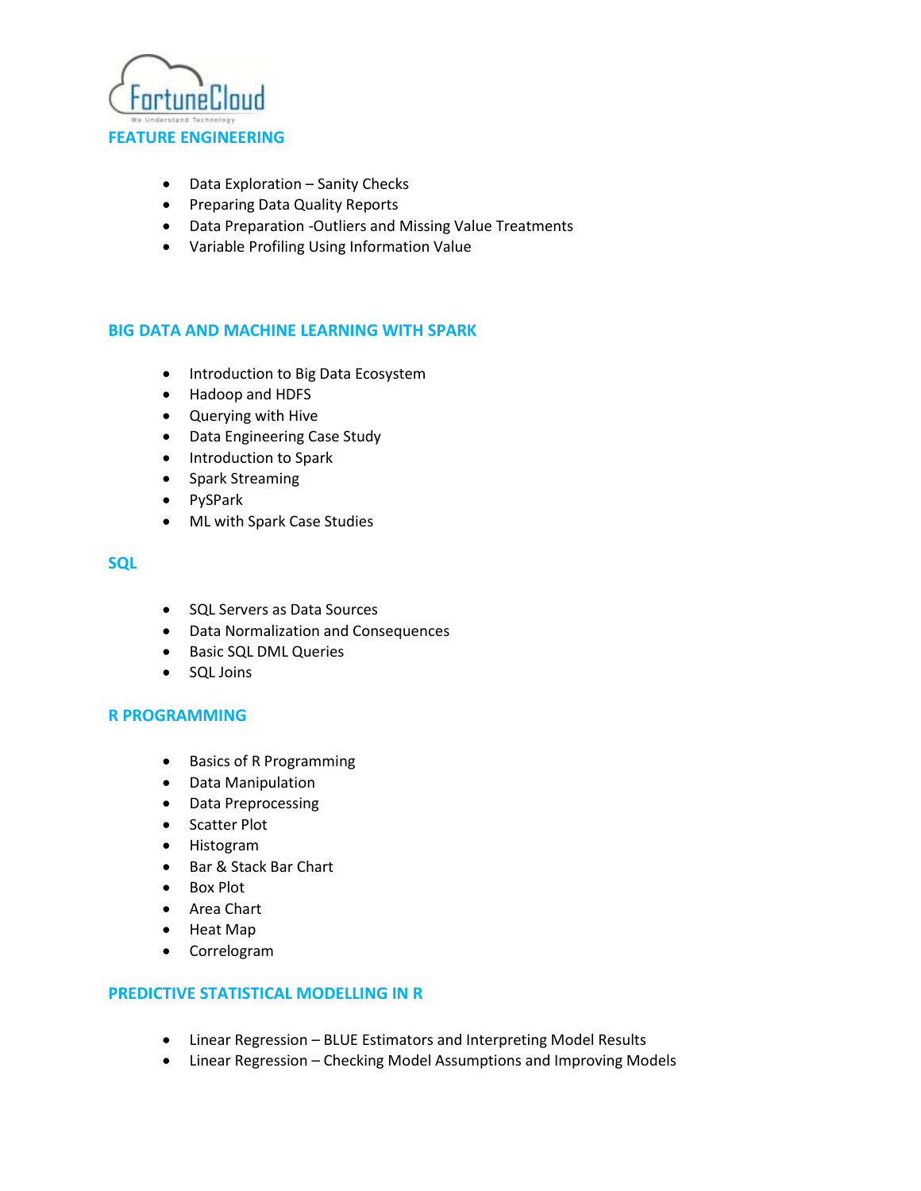## FEATURE ENGINEERING

- Data Exploration – Sanity Checks
- Preparing Data Quality Reports
- Data Preparation -Outliers and Missing Value Treatments
- Variable Profiling Using Information Value

## BIG DATA AND MACHINE LEARNING WITH SPARK

- Introduction to Big Data Ecosystem
- Hadoop and HDFS
- Querying with Hive
- Data Engineering Case Study
- Introduction to Spark
- Spark Streaming
- PySPark
- ML with Spark Case Studies

## SQL

- SQL Servers as Data Sources
- Data Normalization and Consequences
- Basic SQL DML Queries
- SQL Joins

## R PROGRAMMING

- Basics of R Programming
- Data Manipulation
- Data Preprocessing
- Scatter Plot
- Histogram
- Bar & Stack Bar Chart
- Box Plot
- Area Chart
- Heat Map
- Correlogram

## PREDICTIVE STATISTICAL MODELLING IN R

- Linear Regression – BLUE Estimators and Interpreting Model Results
- Linear Regression – Checking Model Assumptions and Improving Models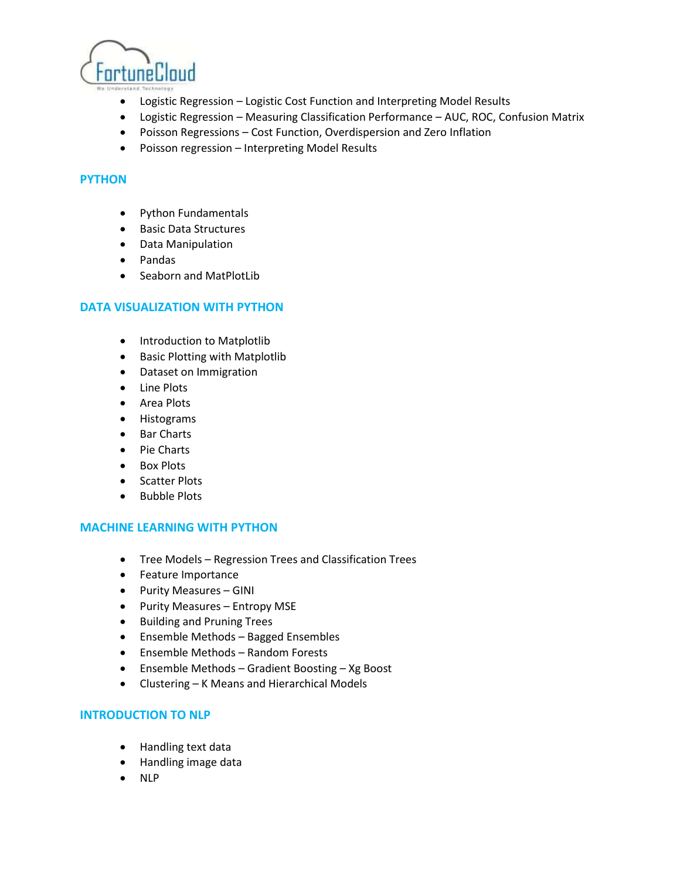- Logistic Regression – Logistic Cost Function and Interpreting Model Results
- Logistic Regression – Measuring Classification Performance – AUC, ROC, Confusion Matrix
- Poisson Regressions – Cost Function, Overdispersion and Zero Inflation
- Poisson regression – Interpreting Model Results

## PYTHON

- Python Fundamentals
- Basic Data Structures
- Data Manipulation
- Pandas
- Seaborn and MatPlotLib

## DATA VISUALIZATION WITH PYTHON

- Introduction to Matplotlib
- Basic Plotting with Matplotlib
- Dataset on Immigration
- Line Plots
- Area Plots
- Histograms
- Bar Charts
- Pie Charts
- Box Plots
- Scatter Plots
- Bubble Plots

## MACHINE LEARNING WITH PYTHON

- Tree Models – Regression Trees and Classification Trees
- Feature Importance
- Purity Measures – GINI
- Purity Measures – Entropy MSE
- Building and Pruning Trees
- Ensemble Methods – Bagged Ensembles
- Ensemble Methods – Random Forests
- Ensemble Methods – Gradient Boosting – Xg Boost
- Clustering – K Means and Hierarchical Models

## INTRODUCTION TO NLP

- Handling text data
- Handling image data
- NLP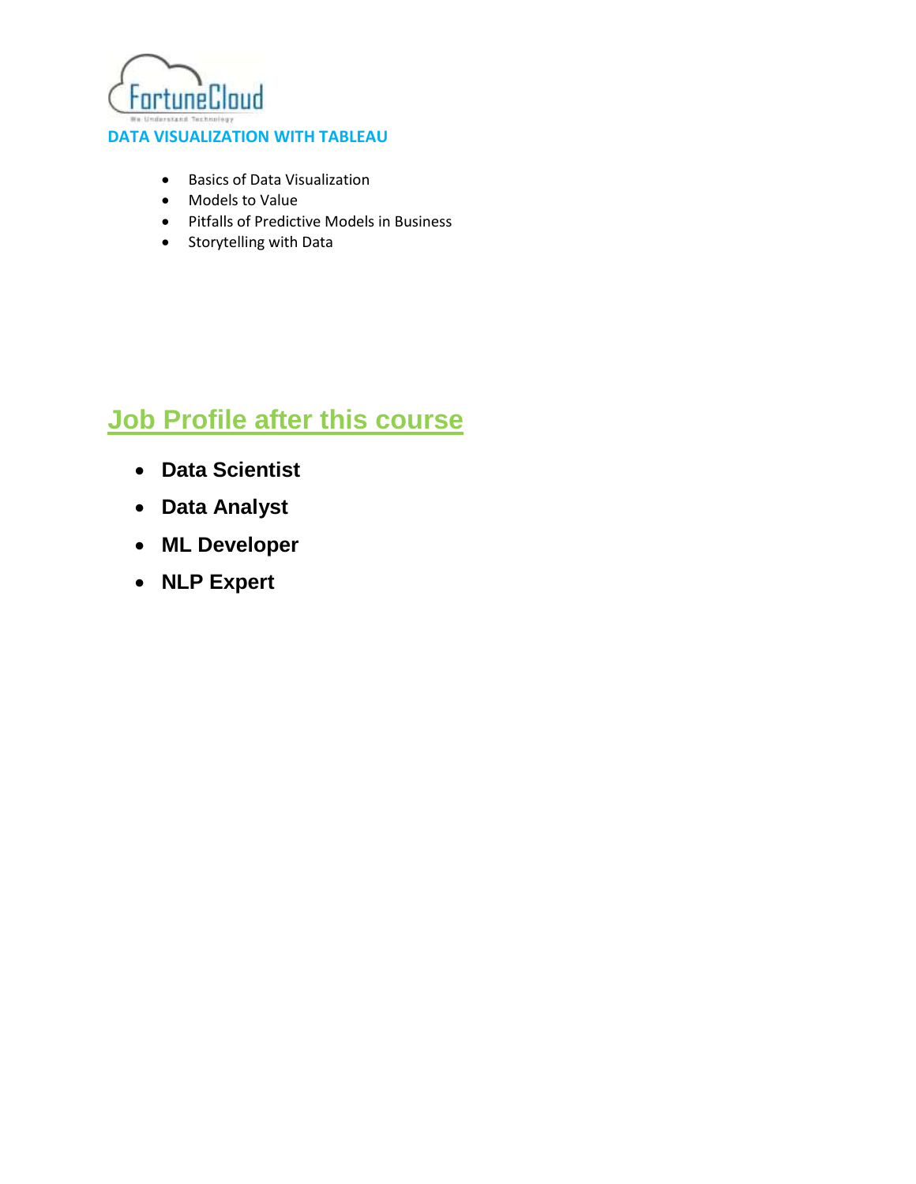FortuneCloud

We Understand Technology

**DATA VISUALIZATION WITH TABLEAU**

- Basics of Data Visualization
- Models to Value
- Pitfalls of Predictive Models in Business
- Storytelling with Data

## Job Profile after this course

- **Data Scientist**
- **Data Analyst**
- **ML Developer**
- **NLP Expert**